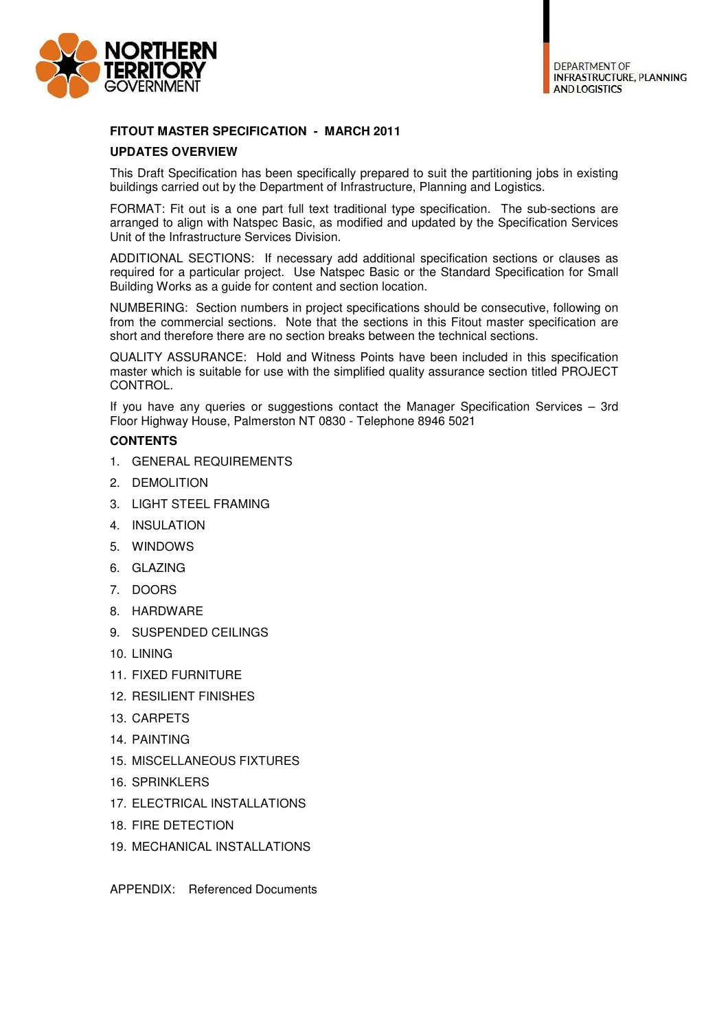NORTHERN TERRITORY GOVERNMENT

DEPARTMENT OF INFRASTRUCTURE, PLANNING AND LOGISTICS

## FITOUT MASTER SPECIFICATION - MARCH 2011

### UPDATES OVERVIEW

This Draft Specification has been specifically prepared to suit the partitioning jobs in existing buildings carried out by the Department of Infrastructure, Planning and Logistics.

FORMAT: Fit out is a one part full text traditional type specification. The sub-sections are arranged to align with Natspec Basic, as modified and updated by the Specification Services Unit of the Infrastructure Services Division.

ADDITIONAL SECTIONS: If necessary add additional specification sections or clauses as required for a particular project. Use Natspec Basic or the Standard Specification for Small Building Works as a guide for content and section location.

NUMBERING: Section numbers in project specifications should be consecutive, following on from the commercial sections. Note that the sections in this Fitout master specification are short and therefore there are no section breaks between the technical sections.

QUALITY ASSURANCE: Hold and Witness Points have been included in this specification master which is suitable for use with the simplified quality assurance section titled PROJECT CONTROL.

If you have any queries or suggestions contact the Manager Specification Services – 3rd Floor Highway House, Palmerston NT 0830 - Telephone 8946 5021

### CONTENTS

1. GENERAL REQUIREMENTS
2. DEMOLITION
3. LIGHT STEEL FRAMING
4. INSULATION
5. WINDOWS
6. GLAZING
7. DOORS
8. HARDWARE
9. SUSPENDED CEILINGS
10. LINING
11. FIXED FURNITURE
12. RESILIENT FINISHES
13. CARPETS
14. PAINTING
15. MISCELLANEOUS FIXTURES
16. SPRINKLERS
17. ELECTRICAL INSTALLATIONS
18. FIRE DETECTION
19. MECHANICAL INSTALLATIONS

APPENDIX: Referenced Documents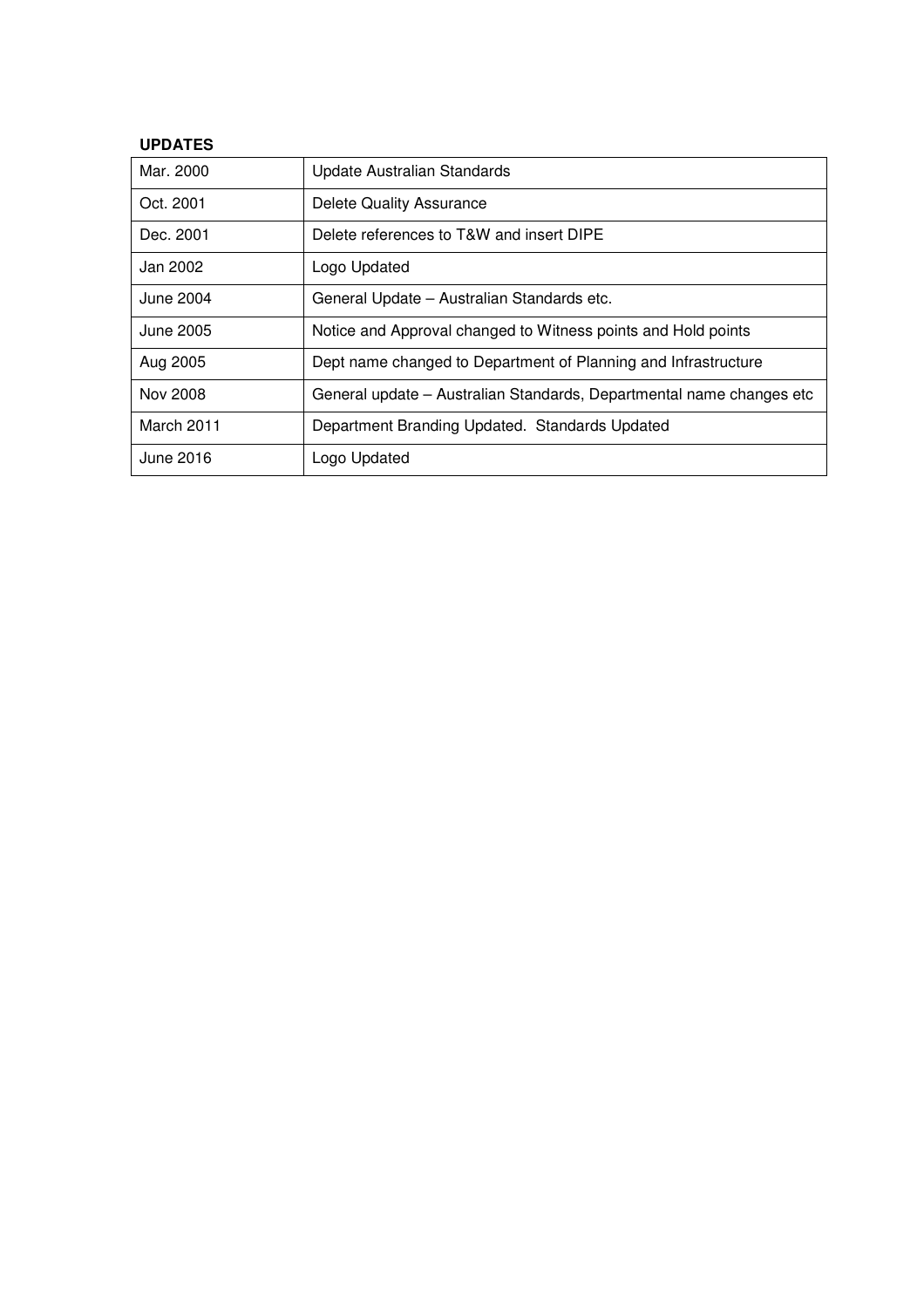**UPDATES**

| | |
|---|---|
| Mar. 2000 | Update Australian Standards |
| Oct. 2001 | Delete Quality Assurance |
| Dec. 2001 | Delete references to T&W and insert DIPE |
| Jan 2002 | Logo Updated |
| June 2004 | General Update – Australian Standards etc. |
| June 2005 | Notice and Approval changed to Witness points and Hold points |
| Aug 2005 | Dept name changed to Department of Planning and Infrastructure |
| Nov 2008 | General update – Australian Standards, Departmental name changes etc |
| March 2011 | Department Branding Updated. Standards Updated |
| June 2016 | Logo Updated |